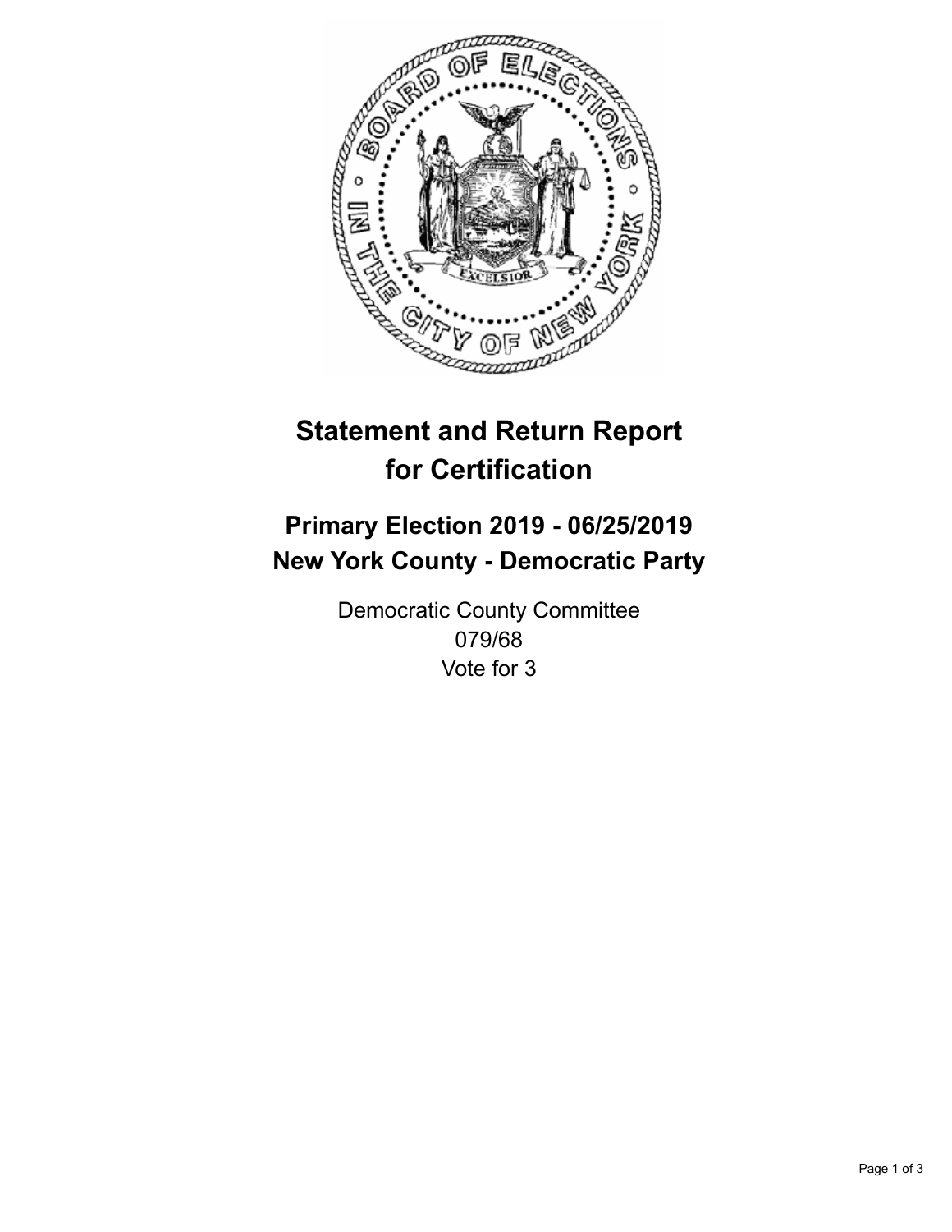# Statement and Return Report for Certification

## Primary Election 2019 - 06/25/2019
## New York County - Democratic Party

Democratic County Committee
079/68
Vote for 3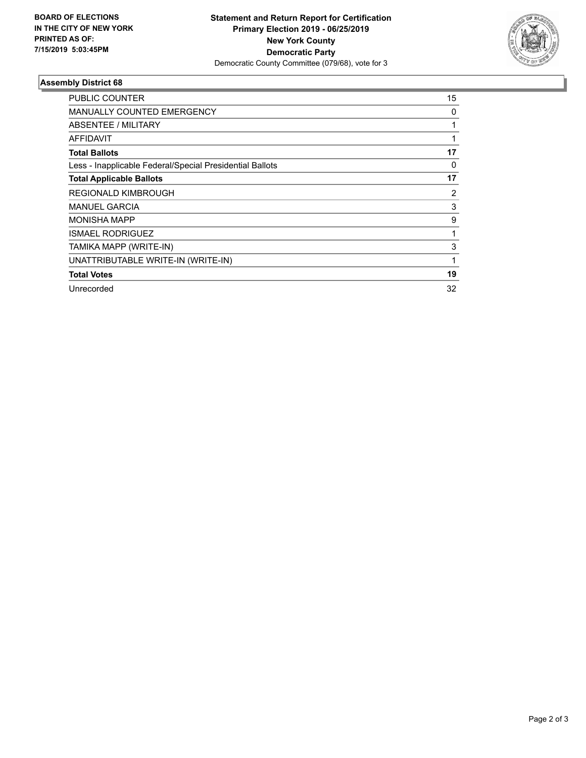**BOARD OF ELECTIONS IN THE CITY OF NEW YORK PRINTED AS OF: 7/15/2019 5:03:45PM**

**Statement and Return Report for Certification**
**Primary Election 2019 - 06/25/2019**
**New York County**
**Democratic Party**
Democratic County Committee (079/68), vote for 3

### Assembly District 68

| | |
|---|---|
| PUBLIC COUNTER | 15 |
| MANUALLY COUNTED EMERGENCY | 0 |
| ABSENTEE / MILITARY | 1 |
| AFFIDAVIT | 1 |
| **Total Ballots** | **17** |
| Less - Inapplicable Federal/Special Presidential Ballots | 0 |
| **Total Applicable Ballots** | **17** |
| REGIONALD KIMBROUGH | 2 |
| MANUEL GARCIA | 3 |
| MONISHA MAPP | 9 |
| ISMAEL RODRIGUEZ | 1 |
| TAMIKA MAPP (WRITE-IN) | 3 |
| UNATTRIBUTABLE WRITE-IN (WRITE-IN) | 1 |
| **Total Votes** | **19** |
| Unrecorded | 32 |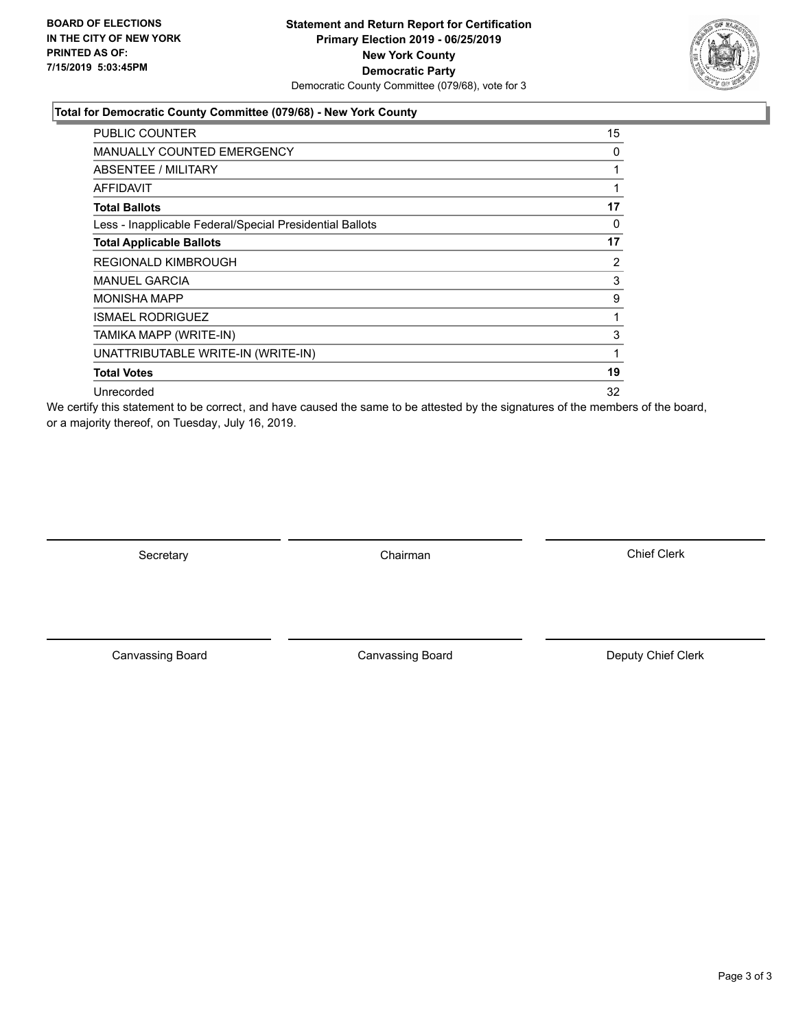**BOARD OF ELECTIONS IN THE CITY OF NEW YORK PRINTED AS OF: 7/15/2019 5:03:45PM**

**Statement and Return Report for Certification**
**Primary Election 2019 - 06/25/2019**
**New York County**
**Democratic Party**
Democratic County Committee (079/68), vote for 3

### Total for Democratic County Committee (079/68) - New York County

| | |
|---|---|
| PUBLIC COUNTER | 15 |
| MANUALLY COUNTED EMERGENCY | 0 |
| ABSENTEE / MILITARY | 1 |
| AFFIDAVIT | 1 |
| **Total Ballots** | **17** |
| Less - Inapplicable Federal/Special Presidential Ballots | 0 |
| **Total Applicable Ballots** | **17** |
| REGIONALD KIMBROUGH | 2 |
| MANUEL GARCIA | 3 |
| MONISHA MAPP | 9 |
| ISMAEL RODRIGUEZ | 1 |
| TAMIKA MAPP (WRITE-IN) | 3 |
| UNATTRIBUTABLE WRITE-IN (WRITE-IN) | 1 |
| **Total Votes** | **19** |
| Unrecorded | 32 |

We certify this statement to be correct, and have caused the same to be attested by the signatures of the members of the board, or a majority thereof, on Tuesday, July 16, 2019.

Secretary

Chairman

Chief Clerk

Canvassing Board

Canvassing Board

Deputy Chief Clerk